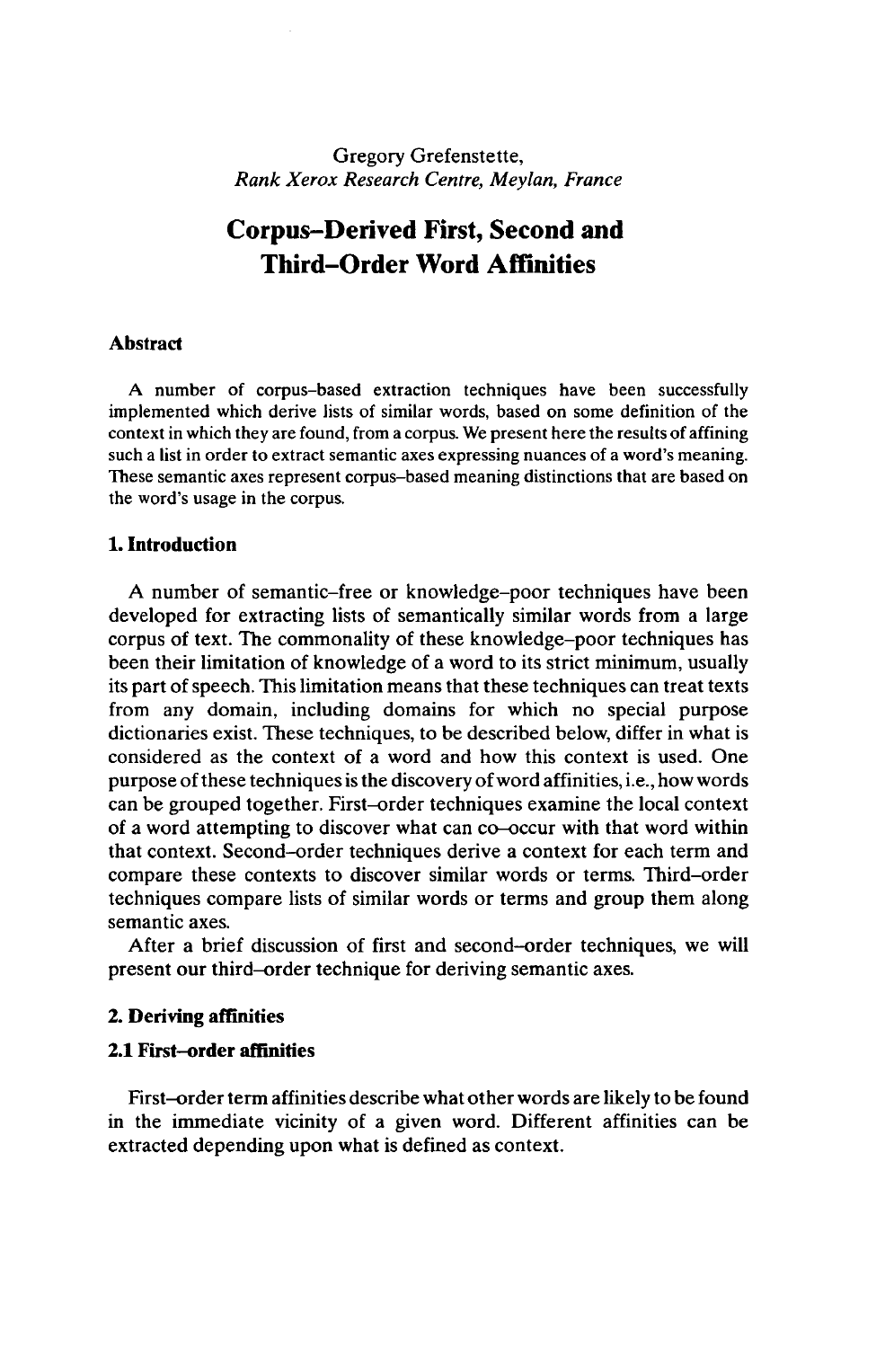Gregory Grefenstette,
*Rank Xerox Research Centre, Meylan, France*

# Corpus–Derived First, Second and Third–Order Word Affinities

## Abstract

A number of corpus–based extraction techniques have been successfully implemented which derive lists of similar words, based on some definition of the context in which they are found, from a corpus. We present here the results of affining such a list in order to extract semantic axes expressing nuances of a word's meaning. These semantic axes represent corpus–based meaning distinctions that are based on the word's usage in the corpus.

## 1. Introduction

A number of semantic–free or knowledge–poor techniques have been developed for extracting lists of semantically similar words from a large corpus of text. The commonality of these knowledge–poor techniques has been their limitation of knowledge of a word to its strict minimum, usually its part of speech. This limitation means that these techniques can treat texts from any domain, including domains for which no special purpose dictionaries exist. These techniques, to be described below, differ in what is considered as the context of a word and how this context is used. One purpose of these techniques is the discovery of word affinities, i.e., how words can be grouped together. First–order techniques examine the local context of a word attempting to discover what can co–occur with that word within that context. Second–order techniques derive a context for each term and compare these contexts to discover similar words or terms. Third–order techniques compare lists of similar words or terms and group them along semantic axes.

After a brief discussion of first and second–order techniques, we will present our third–order technique for deriving semantic axes.

## 2. Deriving affinities

### 2.1 First–order affinities

First–order term affinities describe what other words are likely to be found in the immediate vicinity of a given word. Different affinities can be extracted depending upon what is defined as context.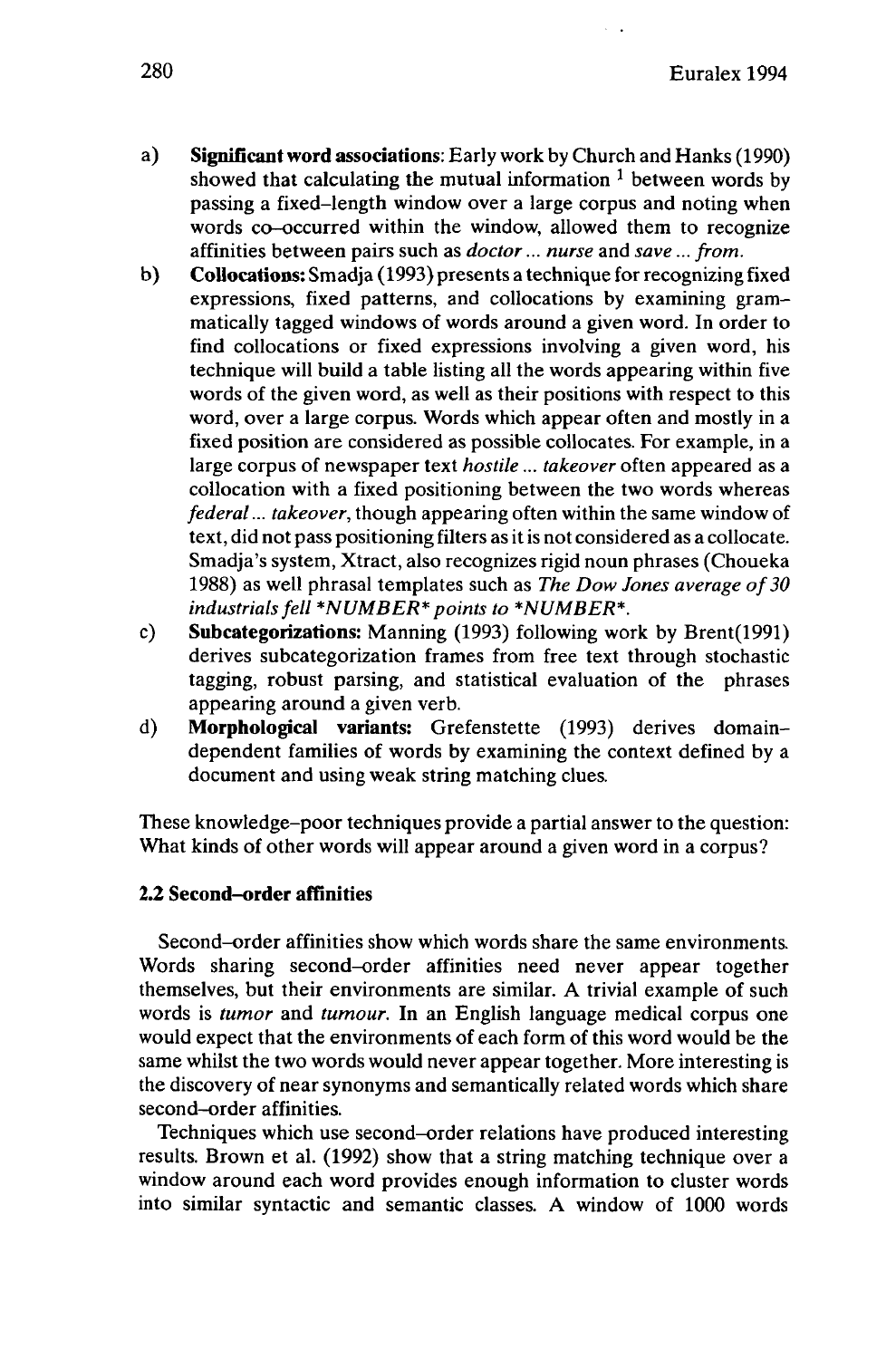a) **Significant word associations**: Early work by Church and Hanks (1990) showed that calculating the mutual information [1] between words by passing a fixed–length window over a large corpus and noting when words co–occurred within the window, allowed them to recognize affinities between pairs such as *doctor ... nurse* and *save ... from*.

b) **Collocations:** Smadja (1993) presents a technique for recognizing fixed expressions, fixed patterns, and collocations by examining grammatically tagged windows of words around a given word. In order to find collocations or fixed expressions involving a given word, his technique will build a table listing all the words appearing within five words of the given word, as well as their positions with respect to this word, over a large corpus. Words which appear often and mostly in a fixed position are considered as possible collocates. For example, in a large corpus of newspaper text *hostile ... takeover* often appeared as a collocation with a fixed positioning between the two words whereas *federal ... takeover*, though appearing often within the same window of text, did not pass positioning filters as it is not considered as a collocate. Smadja's system, Xtract, also recognizes rigid noun phrases (Choueka 1988) as well phrasal templates such as *The Dow Jones average of 30 industrials fell *NUMBER* points to *NUMBER**.

c) **Subcategorizations:** Manning (1993) following work by Brent(1991) derives subcategorization frames from free text through stochastic tagging, robust parsing, and statistical evaluation of the phrases appearing around a given verb.

d) **Morphological variants:** Grefenstette (1993) derives domain–dependent families of words by examining the context defined by a document and using weak string matching clues.

These knowledge–poor techniques provide a partial answer to the question: What kinds of other words will appear around a given word in a corpus?

### 2.2 Second–order affinities

Second–order affinities show which words share the same environments. Words sharing second–order affinities need never appear together themselves, but their environments are similar. A trivial example of such words is *tumor* and *tumour*. In an English language medical corpus one would expect that the environments of each form of this word would be the same whilst the two words would never appear together. More interesting is the discovery of near synonyms and semantically related words which share second–order affinities.

Techniques which use second–order relations have produced interesting results. Brown et al. (1992) show that a string matching technique over a window around each word provides enough information to cluster words into similar syntactic and semantic classes. A window of 1000 words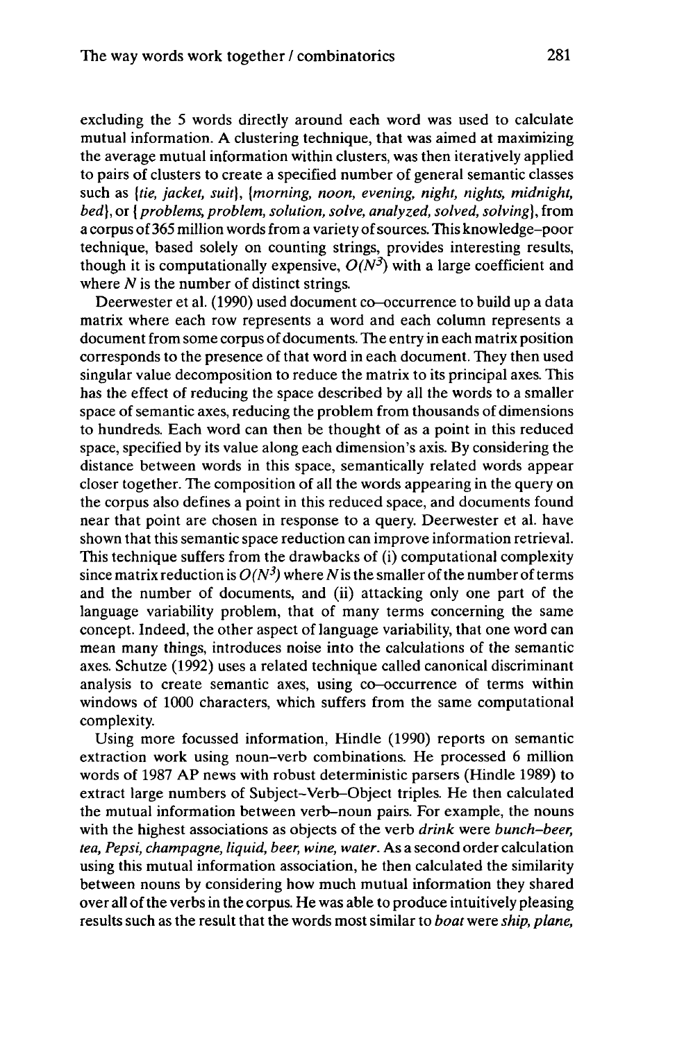excluding the 5 words directly around each word was used to calculate mutual information. A clustering technique, that was aimed at maximizing the average mutual information within clusters, was then iteratively applied to pairs of clusters to create a specified number of general semantic classes such as {*tie, jacket, suit*}, {*morning, noon, evening, night, nights, midnight, bed*}, or {*problems, problem, solution, solve, analyzed, solved, solving*}, from a corpus of 365 million words from a variety of sources. This knowledge-poor technique, based solely on counting strings, provides interesting results, though it is computationally expensive, $O(N^3)$ with a large coefficient and where $N$ is the number of distinct strings.

Deerwester et al. (1990) used document co-occurrence to build up a data matrix where each row represents a word and each column represents a document from some corpus of documents. The entry in each matrix position corresponds to the presence of that word in each document. They then used singular value decomposition to reduce the matrix to its principal axes. This has the effect of reducing the space described by all the words to a smaller space of semantic axes, reducing the problem from thousands of dimensions to hundreds. Each word can then be thought of as a point in this reduced space, specified by its value along each dimension's axis. By considering the distance between words in this space, semantically related words appear closer together. The composition of all the words appearing in the query on the corpus also defines a point in this reduced space, and documents found near that point are chosen in response to a query. Deerwester et al. have shown that this semantic space reduction can improve information retrieval. This technique suffers from the drawbacks of (i) computational complexity since matrix reduction is $O(N^3)$ where $N$ is the smaller of the number of terms and the number of documents, and (ii) attacking only one part of the language variability problem, that of many terms concerning the same concept. Indeed, the other aspect of language variability, that one word can mean many things, introduces noise into the calculations of the semantic axes. Schutze (1992) uses a related technique called canonical discriminant analysis to create semantic axes, using co-occurrence of terms within windows of 1000 characters, which suffers from the same computational complexity.

Using more focussed information, Hindle (1990) reports on semantic extraction work using noun-verb combinations. He processed 6 million words of 1987 AP news with robust deterministic parsers (Hindle 1989) to extract large numbers of Subject-Verb-Object triples. He then calculated the mutual information between verb-noun pairs. For example, the nouns with the highest associations as objects of the verb *drink* were *bunch-beer, tea, Pepsi, champagne, liquid, beer, wine, water*. As a second order calculation using this mutual information association, he then calculated the similarity between nouns by considering how much mutual information they shared over all of the verbs in the corpus. He was able to produce intuitively pleasing results such as the result that the words most similar to *boat* were *ship, plane,*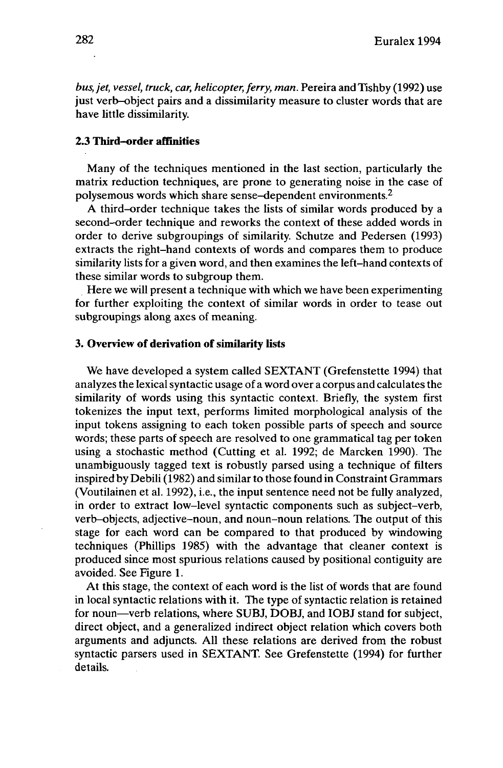*bus, jet, vessel, truck, car, helicopter, ferry, man.* Pereira and Tishby (1992) use just verb–object pairs and a dissimilarity measure to cluster words that are have little dissimilarity.

### 2.3 Third–order affinities

Many of the techniques mentioned in the last section, particularly the matrix reduction techniques, are prone to generating noise in the case of polysemous words which share sense–dependent environments.[2]

A third–order technique takes the lists of similar words produced by a second–order technique and reworks the context of these added words in order to derive subgroupings of similarity. Schutze and Pedersen (1993) extracts the right–hand contexts of words and compares them to produce similarity lists for a given word, and then examines the left–hand contexts of these similar words to subgroup them.

Here we will present a technique with which we have been experimenting for further exploiting the context of similar words in order to tease out subgroupings along axes of meaning.

## 3. Overview of derivation of similarity lists

We have developed a system called SEXTANT (Grefenstette 1994) that analyzes the lexical syntactic usage of a word over a corpus and calculates the similarity of words using this syntactic context. Briefly, the system first tokenizes the input text, performs limited morphological analysis of the input tokens assigning to each token possible parts of speech and source words; these parts of speech are resolved to one grammatical tag per token using a stochastic method (Cutting et al. 1992; de Marcken 1990). The unambiguously tagged text is robustly parsed using a technique of filters inspired by Debili (1982) and similar to those found in Constraint Grammars (Voutilainen et al. 1992), i.e., the input sentence need not be fully analyzed, in order to extract low–level syntactic components such as subject–verb, verb–objects, adjective–noun, and noun–noun relations. The output of this stage for each word can be compared to that produced by windowing techniques (Phillips 1985) with the advantage that cleaner context is produced since most spurious relations caused by positional contiguity are avoided. See Figure 1.

At this stage, the context of each word is the list of words that are found in local syntactic relations with it. The type of syntactic relation is retained for noun—verb relations, where SUBJ, DOBJ, and IOBJ stand for subject, direct object, and a generalized indirect object relation which covers both arguments and adjuncts. All these relations are derived from the robust syntactic parsers used in SEXTANT. See Grefenstette (1994) for further details.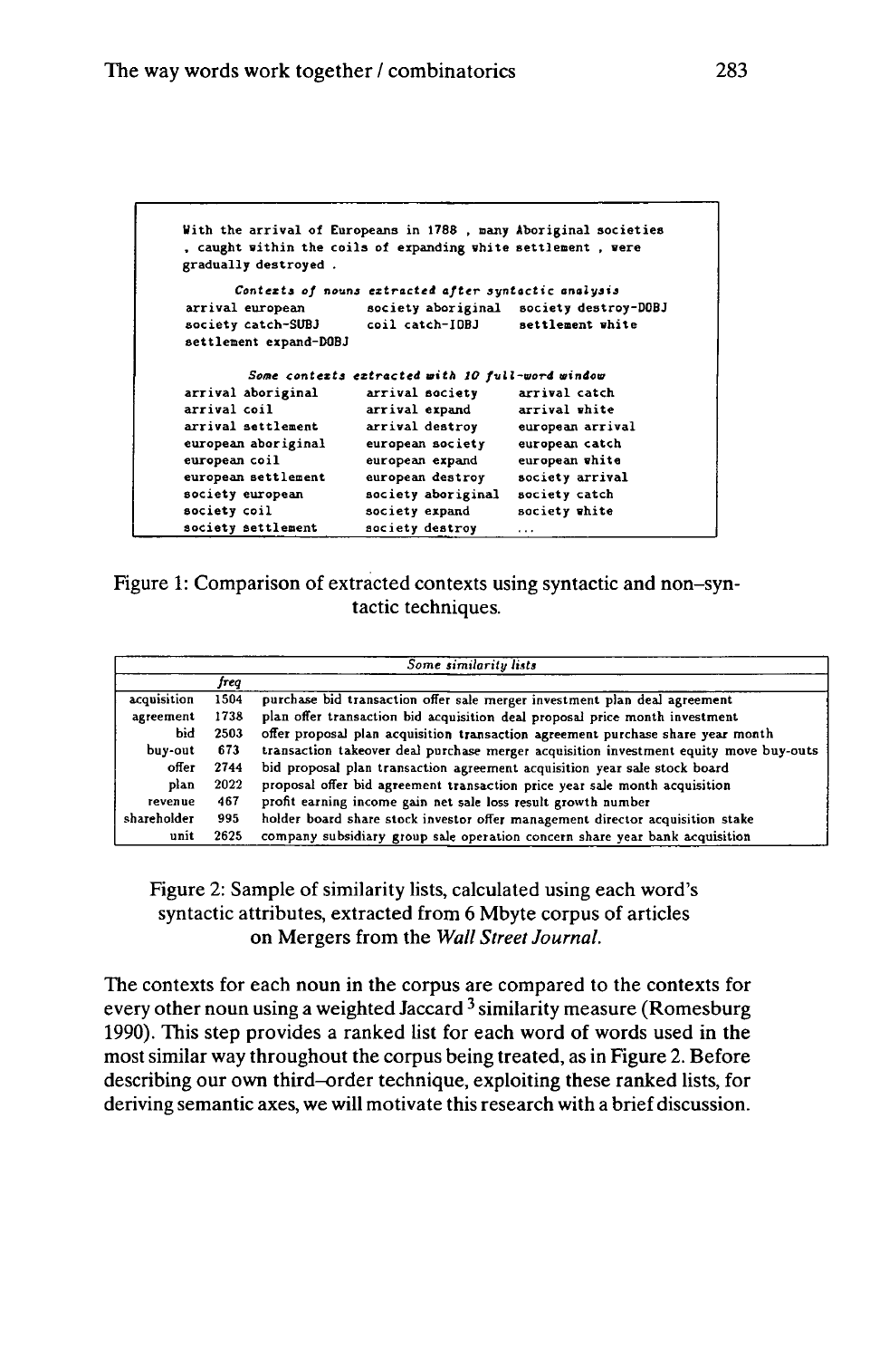```
With the arrival of Europeans in 1788 , many Aboriginal societies
, caught within the coils of expanding white settlement , were
gradually destroyed .

        Contexts of nouns extracted after syntactic analysis
arrival european          society aboriginal    society destroy-DOBJ
society catch-SUBJ        coil catch-IOBJ       settlement white
settlement expand-DOBJ

        Some contexts extracted with 10 full-word window
arrival aboriginal        arrival society       arrival catch
arrival coil              arrival expand        arrival white
arrival settlement        arrival destroy       european arrival
european aboriginal       european society      european catch
european coil             european expand       european white
european settlement       european destroy      society arrival
society european          society aboriginal    society catch
society coil              society expand        society white
society settlement        society destroy       ...
```

Figure 1: Comparison of extracted contexts using syntactic and non–syntactic techniques.

| *Some similarity lists* | | |
|---|---|---|
| | *freq* | |
| acquisition | 1504 | purchase bid transaction offer sale merger investment plan deal agreement |
| agreement | 1738 | plan offer transaction bid acquisition deal proposal price month investment |
| bid | 2503 | offer proposal plan acquisition transaction agreement purchase share year month |
| buy-out | 673 | transaction takeover deal purchase merger acquisition investment equity move buy-outs |
| offer | 2744 | bid proposal plan transaction agreement acquisition year sale stock board |
| plan | 2022 | proposal offer bid agreement transaction price year sale month acquisition |
| revenue | 467 | profit earning income gain net sale loss result growth number |
| shareholder | 995 | holder board share stock investor offer management director acquisition stake |
| unit | 2625 | company subsidiary group sale operation concern share year bank acquisition |

Figure 2: Sample of similarity lists, calculated using each word's syntactic attributes, extracted from 6 Mbyte corpus of articles on Mergers from the *Wall Street Journal*.

The contexts for each noun in the corpus are compared to the contexts for every other noun using a weighted Jaccard [3] similarity measure (Romesburg 1990). This step provides a ranked list for each word of words used in the most similar way throughout the corpus being treated, as in Figure 2. Before describing our own third–order technique, exploiting these ranked lists, for deriving semantic axes, we will motivate this research with a brief discussion.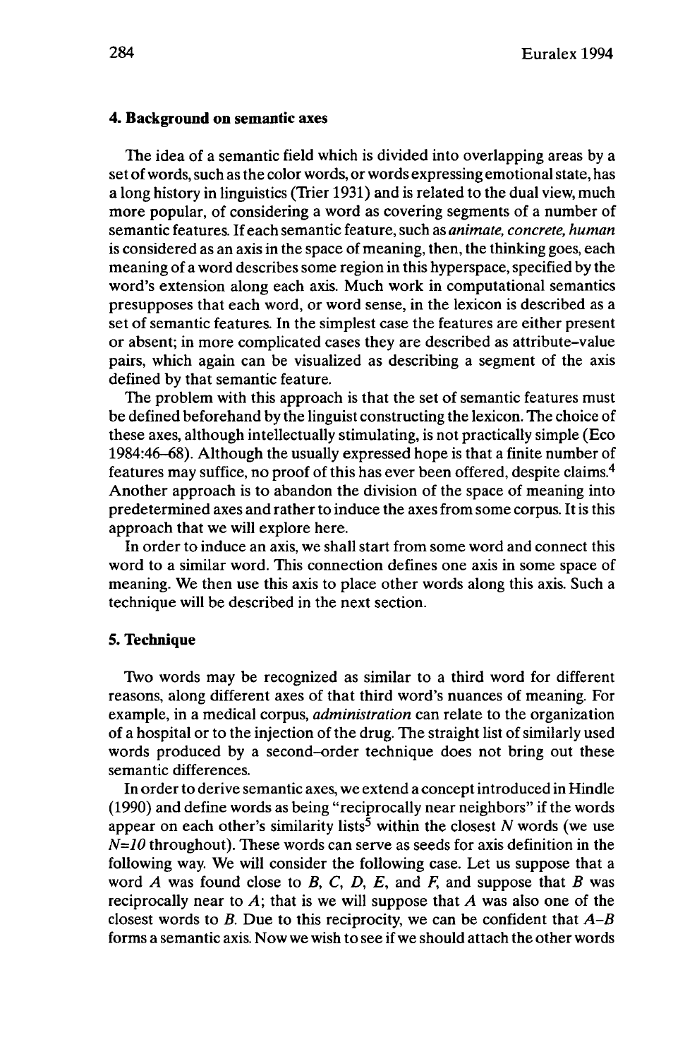## 4. Background on semantic axes

The idea of a semantic field which is divided into overlapping areas by a set of words, such as the color words, or words expressing emotional state, has a long history in linguistics (Trier 1931) and is related to the dual view, much more popular, of considering a word as covering segments of a number of semantic features. If each semantic feature, such as *animate, concrete, human* is considered as an axis in the space of meaning, then, the thinking goes, each meaning of a word describes some region in this hyperspace, specified by the word's extension along each axis. Much work in computational semantics presupposes that each word, or word sense, in the lexicon is described as a set of semantic features. In the simplest case the features are either present or absent; in more complicated cases they are described as attribute–value pairs, which again can be visualized as describing a segment of the axis defined by that semantic feature.

The problem with this approach is that the set of semantic features must be defined beforehand by the linguist constructing the lexicon. The choice of these axes, although intellectually stimulating, is not practically simple (Eco 1984:46–68). Although the usually expressed hope is that a finite number of features may suffice, no proof of this has ever been offered, despite claims.[4] Another approach is to abandon the division of the space of meaning into predetermined axes and rather to induce the axes from some corpus. It is this approach that we will explore here.

In order to induce an axis, we shall start from some word and connect this word to a similar word. This connection defines one axis in some space of meaning. We then use this axis to place other words along this axis. Such a technique will be described in the next section.

## 5. Technique

Two words may be recognized as similar to a third word for different reasons, along different axes of that third word's nuances of meaning. For example, in a medical corpus, *administration* can relate to the organization of a hospital or to the injection of the drug. The straight list of similarly used words produced by a second–order technique does not bring out these semantic differences.

In order to derive semantic axes, we extend a concept introduced in Hindle (1990) and define words as being "reciprocally near neighbors" if the words appear on each other's similarity lists[5] within the closest $N$ words (we use $N=10$ throughout). These words can serve as seeds for axis definition in the following way. We will consider the following case. Let us suppose that a word $A$ was found close to $B$, $C$, $D$, $E$, and $F$, and suppose that $B$ was reciprocally near to $A$; that is we will suppose that $A$ was also one of the closest words to $B$. Due to this reciprocity, we can be confident that $A$–$B$ forms a semantic axis. Now we wish to see if we should attach the other words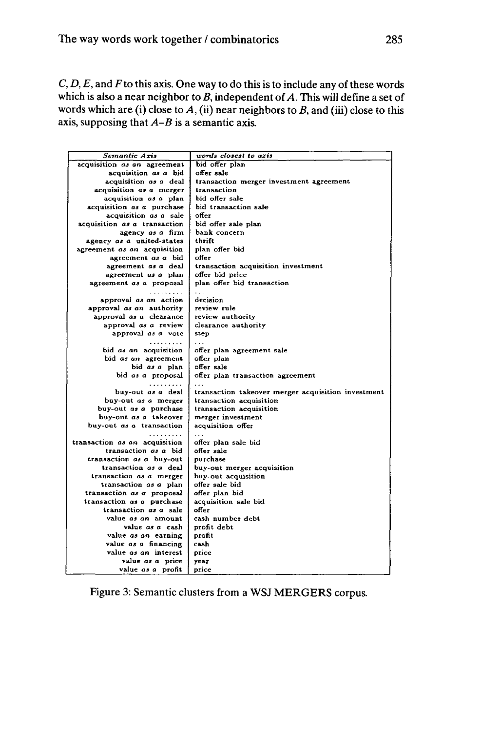$C$, $D$, $E$, and $F$ to this axis. One way to do this is to include any of these words which is also a near neighbor to $B$, independent of $A$. This will define a set of words which are (i) close to $A$, (ii) near neighbors to $B$, and (iii) close to this axis, supposing that $A$–$B$ is a semantic axis.

| *Semantic Axis* | *words closest to axis* |
|---|---|
| acquisition *as an* agreement | bid offer plan |
| acquisition *as a* bid | offer sale |
| acquisition *as a* deal | transaction merger investment agreement |
| acquisition *as a* merger | transaction |
| acquisition *as a* plan | bid offer sale |
| acquisition *as a* purchase | bid transaction sale |
| acquisition *as a* sale | offer |
| acquisition *as a* transaction | bid offer sale plan |
| agency *as a* firm | bank concern |
| agency *as a* united-states | thrift |
| agreement *as an* acquisition | plan offer bid |
| agreement *as a* bid | offer |
| agreement *as a* deal | transaction acquisition investment |
| agreement *as a* plan | offer bid price |
| agreement *as a* proposal | plan offer bid transaction |
| ......... | ... |
| approval *as an* action | decision |
| approval *as an* authority | review rule |
| approval *as a* clearance | review authority |
| approval *as a* review | clearance authority |
| approval *as a* vote | step |
| ......... | ... |
| bid *as an* acquisition | offer plan agreement sale |
| bid *as an* agreement | offer plan |
| bid *as a* plan | offer sale |
| bid *as a* proposal | offer plan transaction agreement |
| ......... | ... |
| buy-out *as a* deal | transaction takeover merger acquisition investment |
| buy-out *as a* merger | transaction acquisition |
| buy-out *as a* purchase | transaction acquisition |
| buy-out *as a* takeover | merger investment |
| buy-out *as a* transaction | acquisition offer |
| ......... | ... |
| transaction *as an* acquisition | offer plan sale bid |
| transaction *as a* bid | offer sale |
| transaction *as a* buy-out | purchase |
| transaction *as a* deal | buy-out merger acquisition |
| transaction *as a* merger | buy-out acquisition |
| transaction *as a* plan | offer sale bid |
| transaction *as a* proposal | offer plan bid |
| transaction *as a* purchase | acquisition sale bid |
| transaction *as a* sale | offer |
| value *as an* amount | cash number debt |
| value *as a* cash | profit debt |
| value *as an* earning | profit |
| value *as a* financing | cash |
| value *as an* interest | price |
| value *as a* price | year |
| value *as a* profit | price |

Figure 3: Semantic clusters from a WSJ MERGERS corpus.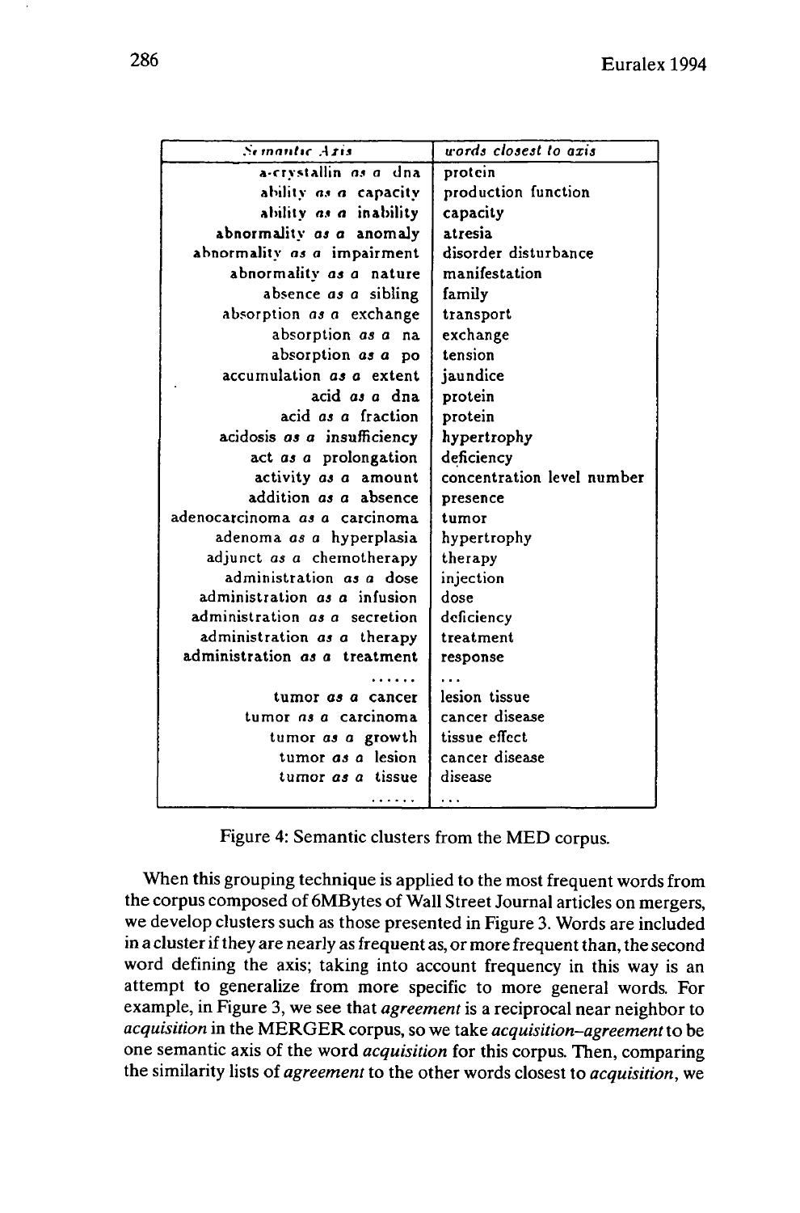| Semantic Axis | words closest to axis |
| --- | --- |
| a-crystallin *as a* dna | protein |
| ability *as a* capacity | production function |
| ability *as a* inability | capacity |
| abnormality *as a* anomaly | atresia |
| abnormality *as a* impairment | disorder disturbance |
| abnormality *as a* nature | manifestation |
| absence *as a* sibling | family |
| absorption *as a* exchange | transport |
| absorption *as a* na | exchange |
| absorption *as a* po | tension |
| accumulation *as a* extent | jaundice |
| acid *as a* dna | protein |
| acid *as a* fraction | protein |
| acidosis *as a* insufficiency | hypertrophy |
| act *as a* prolongation | deficiency |
| activity *as a* amount | concentration level number |
| addition *as a* absence | presence |
| adenocarcinoma *as a* carcinoma | tumor |
| adenoma *as a* hyperplasia | hypertrophy |
| adjunct *as a* chemotherapy | therapy |
| administration *as a* dose | injection |
| administration *as a* infusion | dose |
| administration *as a* secretion | deficiency |
| administration *as a* therapy | treatment |
| administration *as a* treatment | response |
| ...... | ... |
| tumor *as a* cancer | lesion tissue |
| tumor *as a* carcinoma | cancer disease |
| tumor *as a* growth | tissue effect |
| tumor *as a* lesion | cancer disease |
| tumor *as a* tissue | disease |
| ...... | ... |

Figure 4: Semantic clusters from the MED corpus.

When this grouping technique is applied to the most frequent words from the corpus composed of 6MBytes of Wall Street Journal articles on mergers, we develop clusters such as those presented in Figure 3. Words are included in a cluster if they are nearly as frequent as, or more frequent than, the second word defining the axis; taking into account frequency in this way is an attempt to generalize from more specific to more general words. For example, in Figure 3, we see that *agreement* is a reciprocal near neighbor to *acquisition* in the MERGER corpus, so we take *acquisition–agreement* to be one semantic axis of the word *acquisition* for this corpus. Then, comparing the similarity lists of *agreement* to the other words closest to *acquisition*, we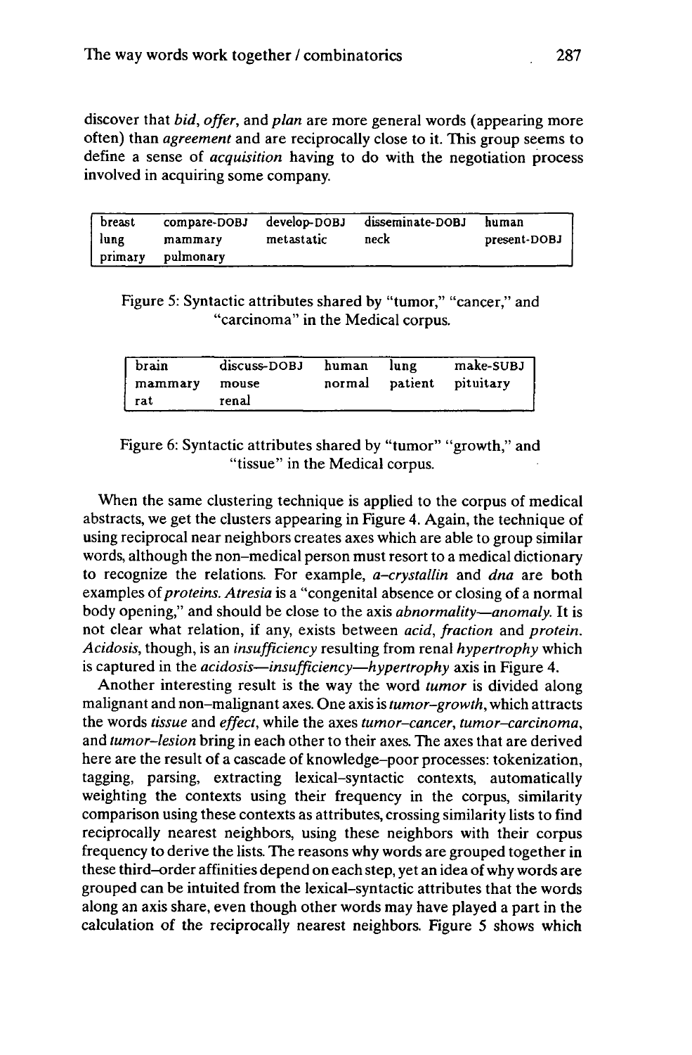discover that *bid*, *offer*, and *plan* are more general words (appearing more often) than *agreement* and are reciprocally close to it. This group seems to define a sense of *acquisition* having to do with the negotiation process involved in acquiring some company.

| | | | | |
|---|---|---|---|---|
| breast | compare-DOBJ | develop-DOBJ | disseminate-DOBJ | human |
| lung | mammary | metastatic | neck | present-DOBJ |
| primary | pulmonary | | | |

Figure 5: Syntactic attributes shared by "tumor," "cancer," and "carcinoma" in the Medical corpus.

| | | | | |
|---|---|---|---|---|
| brain | discuss-DOBJ | human | lung | make-SUBJ |
| mammary | mouse | normal | patient | pituitary |
| rat | renal | | | |

Figure 6: Syntactic attributes shared by "tumor" "growth," and "tissue" in the Medical corpus.

When the same clustering technique is applied to the corpus of medical abstracts, we get the clusters appearing in Figure 4. Again, the technique of using reciprocal near neighbors creates axes which are able to group similar words, although the non–medical person must resort to a medical dictionary to recognize the relations. For example, *a–crystallin* and *dna* are both examples of *proteins*. *Atresia* is a "congenital absence or closing of a normal body opening," and should be close to the axis *abnormality—anomaly*. It is not clear what relation, if any, exists between *acid*, *fraction* and *protein*. *Acidosis*, though, is an *insufficiency* resulting from renal *hypertrophy* which is captured in the *acidosis—insufficiency—hypertrophy* axis in Figure 4.

Another interesting result is the way the word *tumor* is divided along malignant and non–malignant axes. One axis is *tumor–growth*, which attracts the words *tissue* and *effect*, while the axes *tumor–cancer*, *tumor–carcinoma*, and *tumor–lesion* bring in each other to their axes. The axes that are derived here are the result of a cascade of knowledge–poor processes: tokenization, tagging, parsing, extracting lexical–syntactic contexts, automatically weighting the contexts using their frequency in the corpus, similarity comparison using these contexts as attributes, crossing similarity lists to find reciprocally nearest neighbors, using these neighbors with their corpus frequency to derive the lists. The reasons why words are grouped together in these third–order affinities depend on each step, yet an idea of why words are grouped can be intuited from the lexical–syntactic attributes that the words along an axis share, even though other words may have played a part in the calculation of the reciprocally nearest neighbors. Figure 5 shows which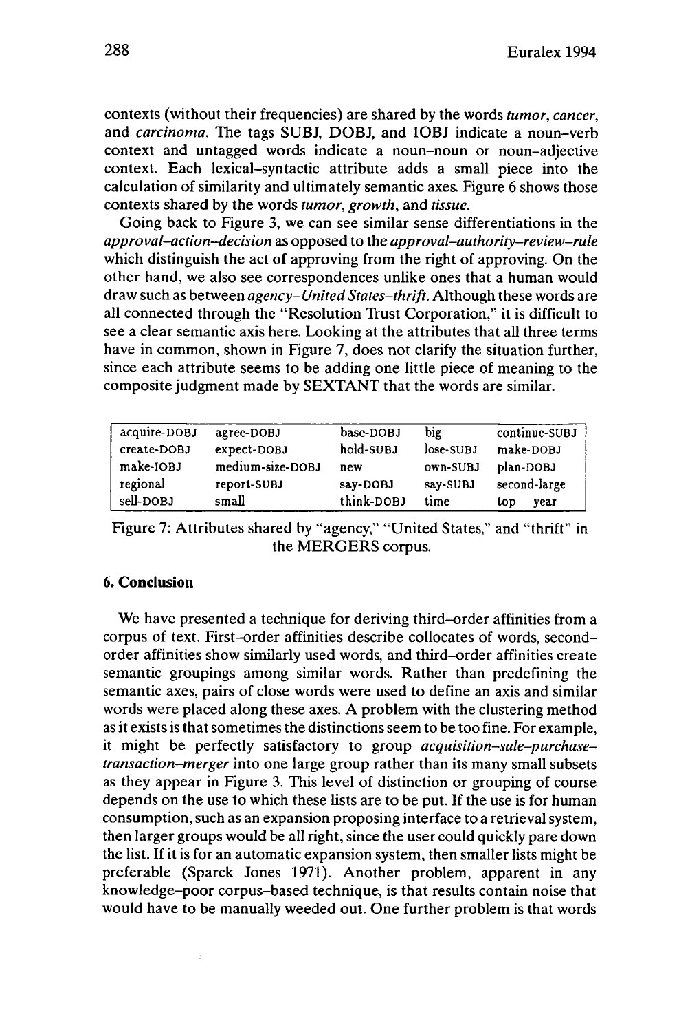contexts (without their frequencies) are shared by the words *tumor*, *cancer*, and *carcinoma*. The tags SUBJ, DOBJ, and IOBJ indicate a noun–verb context and untagged words indicate a noun–noun or noun–adjective context. Each lexical–syntactic attribute adds a small piece into the calculation of similarity and ultimately semantic axes. Figure 6 shows those contexts shared by the words *tumor*, *growth*, and *tissue*.

Going back to Figure 3, we can see similar sense differentiations in the *approval–action–decision* as opposed to the *approval–authority–review–rule* which distinguish the act of approving from the right of approving. On the other hand, we also see correspondences unlike ones that a human would draw such as between *agency–United States–thrift*. Although these words are all connected through the "Resolution Trust Corporation," it is difficult to see a clear semantic axis here. Looking at the attributes that all three terms have in common, shown in Figure 7, does not clarify the situation further, since each attribute seems to be adding one little piece of meaning to the composite judgment made by SEXTANT that the words are similar.

| | | | | |
|---|---|---|---|---|
| acquire-DOBJ | agree-DOBJ | base-DOBJ | big | continue-SUBJ |
| create-DOBJ | expect-DOBJ | hold-SUBJ | lose-SUBJ | make-DOBJ |
| make-IOBJ | medium-size-DOBJ | new | own-SUBJ | plan-DOBJ |
| regional | report-SUBJ | say-DOBJ | say-SUBJ | second-large |
| sell-DOBJ | small | think-DOBJ | time | top year |

Figure 7: Attributes shared by "agency," "United States," and "thrift" in the MERGERS corpus.

## 6. Conclusion

We have presented a technique for deriving third–order affinities from a corpus of text. First–order affinities describe collocates of words, second–order affinities show similarly used words, and third–order affinities create semantic groupings among similar words. Rather than predefining the semantic axes, pairs of close words were used to define an axis and similar words were placed along these axes. A problem with the clustering method as it exists is that sometimes the distinctions seem to be too fine. For example, it might be perfectly satisfactory to group *acquisition–sale–purchase–transaction–merger* into one large group rather than its many small subsets as they appear in Figure 3. This level of distinction or grouping of course depends on the use to which these lists are to be put. If the use is for human consumption, such as an expansion proposing interface to a retrieval system, then larger groups would be all right, since the user could quickly pare down the list. If it is for an automatic expansion system, then smaller lists might be preferable (Sparck Jones 1971). Another problem, apparent in any knowledge–poor corpus–based technique, is that results contain noise that would have to be manually weeded out. One further problem is that words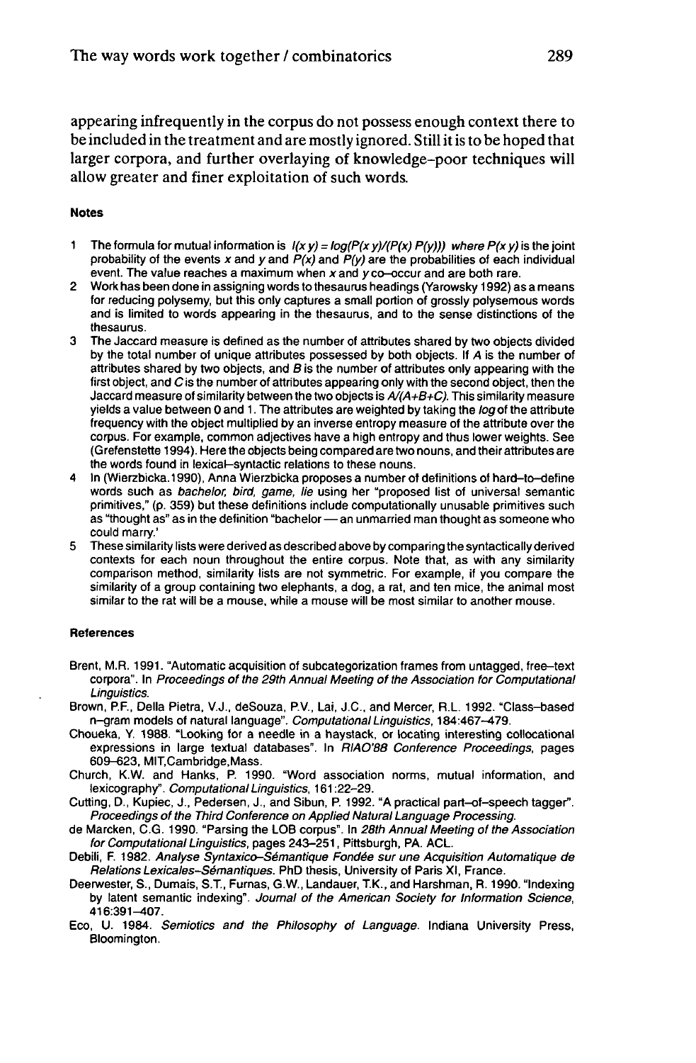appearing infrequently in the corpus do not possess enough context there to be included in the treatment and are mostly ignored. Still it is to be hoped that larger corpora, and further overlaying of knowledge-poor techniques will allow greater and finer exploitation of such words.

### Notes

1. The formula for mutual information is $I(x\,y) = log(P(x\,y)/(P(x)\,P(y)))$ where $P(x\,y)$ is the joint probability of the events $x$ and $y$ and $P(x)$ and $P(y)$ are the probabilities of each individual event. The value reaches a maximum when $x$ and $y$ co–occur and are both rare.
2. Work has been done in assigning words to thesaurus headings (Yarowsky 1992) as a means for reducing polysemy, but this only captures a small portion of grossly polysemous words and is limited to words appearing in the thesaurus, and to the sense distinctions of the thesaurus.
3. The Jaccard measure is defined as the number of attributes shared by two objects divided by the total number of unique attributes possessed by both objects. If $A$ is the number of attributes shared by two objects, and $B$ is the number of attributes only appearing with the first object, and $C$ is the number of attributes appearing only with the second object, then the Jaccard measure of similarity between the two objects is $A/(A+B+C)$. This similarity measure yields a value between 0 and 1. The attributes are weighted by taking the *log* of the attribute frequency with the object multiplied by an inverse entropy measure of the attribute over the corpus. For example, common adjectives have a high entropy and thus lower weights. See (Grefenstette 1994). Here the objects being compared are two nouns, and their attributes are the words found in lexical–syntactic relations to these nouns.
4. In (Wierzbicka.1990), Anna Wierzbicka proposes a number of definitions of hard–to–define words such as *bachelor, bird, game, lie* using her "proposed list of universal semantic primitives," (p. 359) but these definitions include computationally unusable primitives such as "thought as" as in the definition "bachelor — an unmarried man thought as someone who could marry.'
5. These similarity lists were derived as described above by comparing the syntactically derived contexts for each noun throughout the entire corpus. Note that, as with any similarity comparison method, similarity lists are not symmetric. For example, if you compare the similarity of a group containing two elephants, a dog, a rat, and ten mice, the animal most similar to the rat will be a mouse, while a mouse will be most similar to another mouse.

### References

Brent, M.R. 1991. "Automatic acquisition of subcategorization frames from untagged, free–text corpora". In *Proceedings of the 29th Annual Meeting of the Association for Computational Linguistics.*

Brown, P.F., Della Pietra, V.J., deSouza, P.V., Lai, J.C., and Mercer, R.L. 1992. "Class–based n–gram models of natural language". *Computational Linguistics*, 184:467–479.

Choueka, Y. 1988. "Looking for a needle in a haystack, or locating interesting collocational expressions in large textual databases". In *RIAO'88 Conference Proceedings*, pages 609–623, MIT,Cambridge,Mass.

Church, K.W. and Hanks, P. 1990. "Word association norms, mutual information, and lexicography". *Computational Linguistics*, 161:22–29.

Cutting, D., Kupiec, J., Pedersen, J., and Sibun, P. 1992. "A practical part–of–speech tagger". *Proceedings of the Third Conference on Applied Natural Language Processing.*

de Marcken, C.G. 1990. "Parsing the LOB corpus". In *28th Annual Meeting of the Association for Computational Linguistics*, pages 243–251, Pittsburgh, PA. ACL.

Debili, F. 1982. *Analyse Syntaxico–Sémantique Fondée sur une Acquisition Automatique de Relations Lexicales–Sémantiques.* PhD thesis, University of Paris XI, France.

Deerwester, S., Dumais, S.T., Furnas, G.W., Landauer, T.K., and Harshman, R. 1990. "Indexing by latent semantic indexing". *Journal of the American Society for Information Science*, 416:391–407.

Eco, U. 1984. *Semiotics and the Philosophy of Language.* Indiana University Press, Bloomington.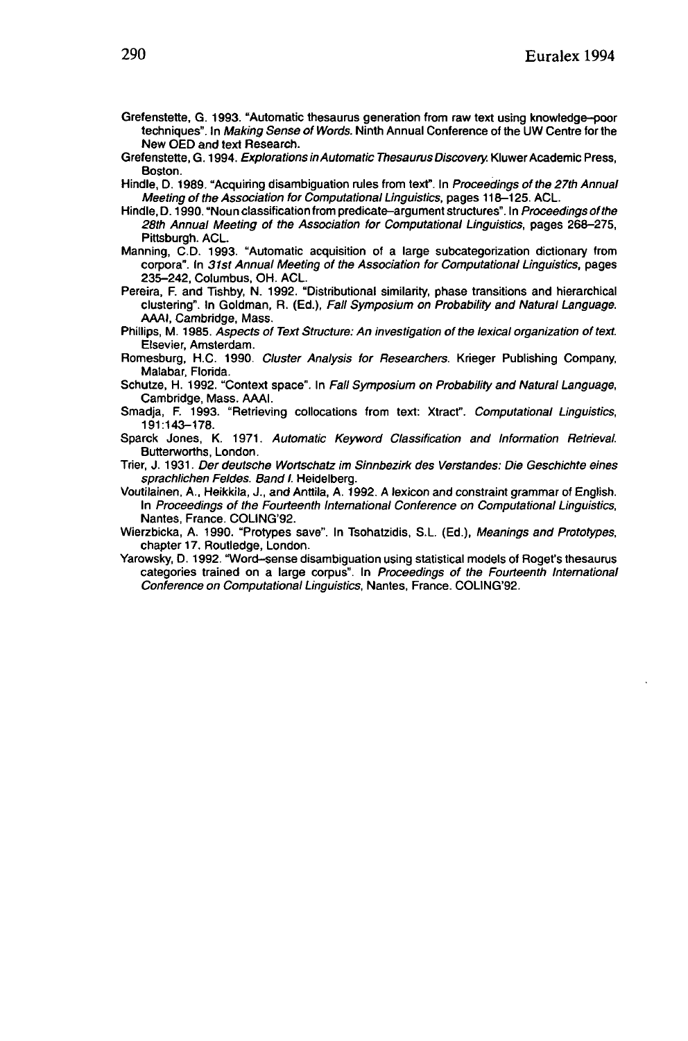Grefenstette, G. 1993. "Automatic thesaurus generation from raw text using knowledge–poor techniques". In *Making Sense of Words*. Ninth Annual Conference of the UW Centre for the New OED and text Research.

Grefenstette, G. 1994. *Explorations in Automatic Thesaurus Discovery*. Kluwer Academic Press, Boston.

Hindle, D. 1989. "Acquiring disambiguation rules from text". In *Proceedings of the 27th Annual Meeting of the Association for Computational Linguistics*, pages 118–125. ACL.

Hindle, D. 1990. "Noun classification from predicate–argument structures". In *Proceedings of the 28th Annual Meeting of the Association for Computational Linguistics*, pages 268–275, Pittsburgh. ACL.

Manning, C.D. 1993. "Automatic acquisition of a large subcategorization dictionary from corpora". In *31st Annual Meeting of the Association for Computational Linguistics*, pages 235–242, Columbus, OH. ACL.

Pereira, F. and Tishby, N. 1992. "Distributional similarity, phase transitions and hierarchical clustering". In Goldman, R. (Ed.), *Fall Symposium on Probability and Natural Language*. AAAI, Cambridge, Mass.

Phillips, M. 1985. *Aspects of Text Structure: An investigation of the lexical organization of text*. Elsevier, Amsterdam.

Romesburg, H.C. 1990. *Cluster Analysis for Researchers*. Krieger Publishing Company, Malabar, Florida.

Schutze, H. 1992. "Context space". In *Fall Symposium on Probability and Natural Language*, Cambridge, Mass. AAAI.

Smadja, F. 1993. "Retrieving collocations from text: Xtract". *Computational Linguistics*, 191:143–178.

Sparck Jones, K. 1971. *Automatic Keyword Classification and Information Retrieval*. Butterworths, London.

Trier, J. 1931. *Der deutsche Wortschatz im Sinnbezirk des Verstandes: Die Geschichte eines sprachlichen Feldes. Band I*. Heidelberg.

Voutilainen, A., Heikkila, J., and Anttila, A. 1992. A lexicon and constraint grammar of English. In *Proceedings of the Fourteenth International Conference on Computational Linguistics*, Nantes, France. COLING'92.

Wierzbicka, A. 1990. "Protypes save". In Tsohatzidis, S.L. (Ed.), *Meanings and Prototypes*, chapter 17. Routledge, London.

Yarowsky, D. 1992. "Word–sense disambiguation using statistical models of Roget's thesaurus categories trained on a large corpus". In *Proceedings of the Fourteenth International Conference on Computational Linguistics*, Nantes, France. COLING'92.